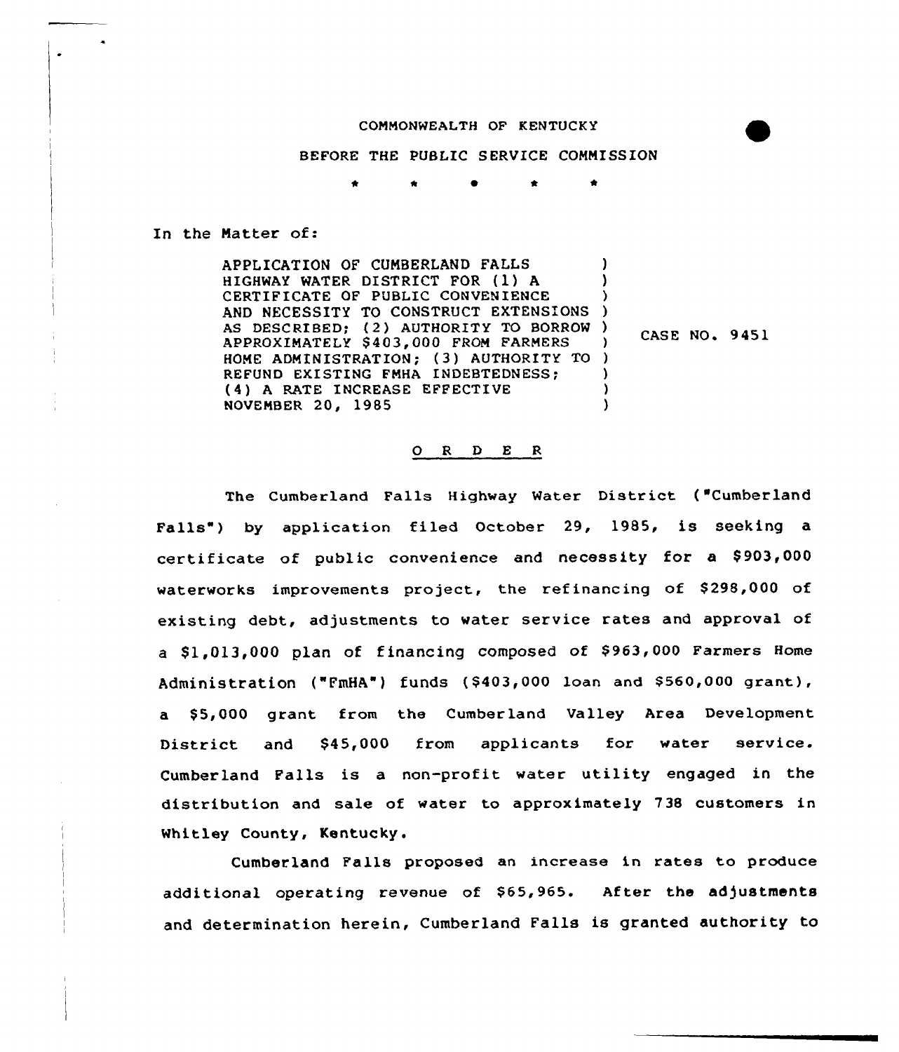COMMONWEALTH OF KENTUCKY

BEFORE THE PUBLIC SERVICE COMMISSION

\* \* \* \* \*

In the Matter of:

| | |
|---|---|
| APPLICATION OF CUMBERLAND FALLS HIGHWAY WATER DISTRICT FOR (1) A CERTIFICATE OF PUBLIC CONVENIENCE AND NECESSITY TO CONSTRUCT EXTENSIONS AS DESCRIBED; (2) AUTHORITY TO BORROW APPROXIMATELY $403,000 FROM FARMERS HOME ADMINISTRATION; (3) AUTHORITY TO REFUND EXISTING FMHA INDEBTEDNESS; (4) A RATE INCREASE EFFECTIVE NOVEMBER 20, 1985 | CASE NO. 9451 |

O R D E R

The Cumberland Falls Highway Water District ("Cumberland Falls") by application filed October 29, 1985, is seeking a certificate of public convenience and necessity for a $903,000 waterworks improvements project, the refinancing of $298,000 of existing debt, adjustments to water service rates and approval of a $1,013,000 plan of financing composed of $963,000 Farmers Home Administration ("FmHA") funds ($403,000 loan and $560,000 grant), a $5,000 grant from the Cumberland Valley Area Development District and $45,000 from applicants for water service. Cumberland Falls is a non-profit water utility engaged in the distribution and sale of water to approximately 738 customers in Whitley County, Kentucky.

Cumberland Falls proposed an increase in rates to produce additional operating revenue of $65,965. After the adjustments and determination herein, Cumberland Falls is granted authority to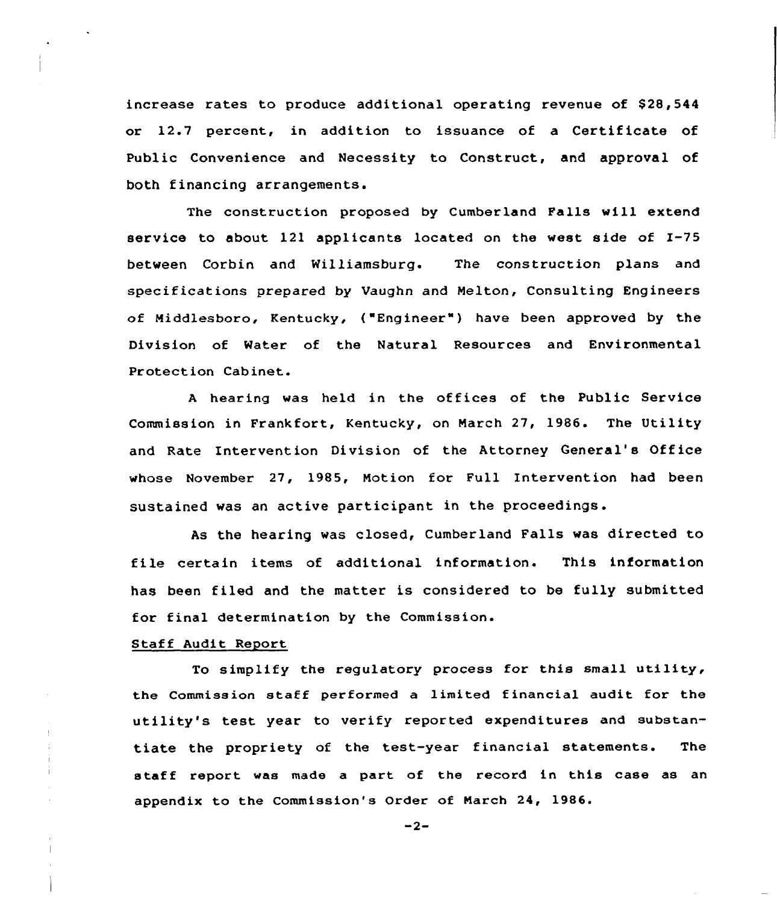increase rates to produce additional operating revenue of $28,544 or 12.7 percent, in addition to issuance of a Certificate of Public Convenience and Necessity to Construct, and approval of both financing arrangements.

The construction proposed by Cumberland Falls will extend service to about 121 applicants located on the west side of I-75 between Corbin and Williamsburg. The construction plans and specifications prepared by Vaughn and Melton, Consulting Engineers of Middlesboro, Kentucky, ("Engineer") have been approved by the Division of Water of the Natural Resources and Environmental Protection Cabinet.

A hearing was held in the offices of the Public Service Commission in Frankfort, Kentucky, on March 27, 1986. The Utility and Rate Intervention Division of the Attorney General's Office whose November 27, 1985, Motion for Full Intervention had been sustained was an active participant in the proceedings.

As the hearing was closed, Cumberland Falls was directed to file certain items of additional information. This information has been filed and the matter is considered to be fully submitted for final determination by the Commission.

Staff Audit Report

To simplify the regulatory process for this small utility, the Commission staff performed a limited financial audit for the utility's test year to verify reported expenditures and substantiate the propriety of the test-year financial statements. The staff report was made a part of the record in this case as an appendix to the Commission's Order of March 24, 1986.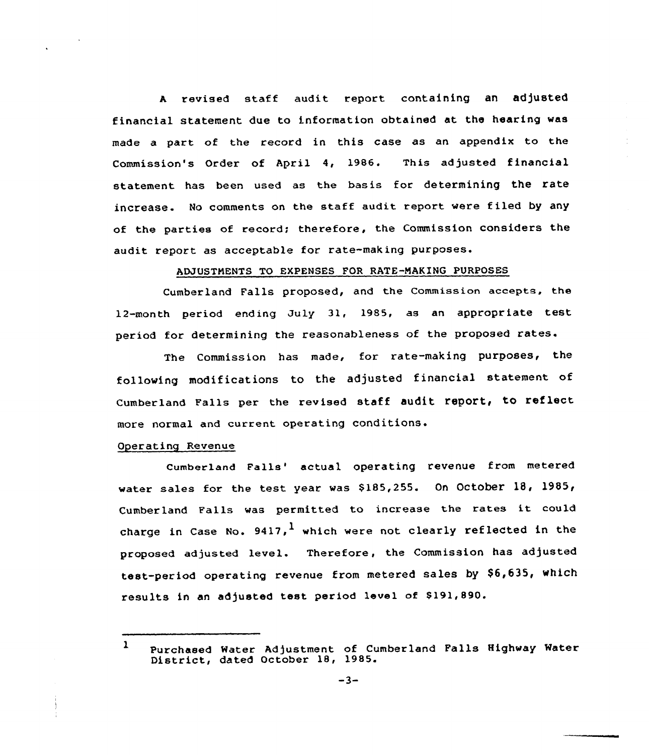A revised staff audit report containing an adjusted financial statement due to information obtained at the hearing was made a part of the record in this case as an appendix to the Commission's Order of April 4, 1986. This adjusted financial statement has been used as the basis for determining the rate increase. No comments on the staff audit report were filed by any of the parties of record; therefore, the Commission considers the audit report as acceptable for rate-making purposes.

## ADJUSTMENTS TO EXPENSES FOR RATE-MAKING PURPOSES

Cumberland Falls proposed, and the Commission accepts, the 12-month period ending July 31, 1985, as an appropriate test period for determining the reasonableness of the proposed rates.

The Commission has made, for rate-making purposes, the following modifications to the adjusted financial statement of Cumberland Falls per the revised staff audit report, to reflect more normal and current operating conditions.

### Operating Revenue

Cumberland Falls' actual operating revenue from metered water sales for the test year was $185,255. On October 18, 1985, Cumberland Falls was permitted to increase the rates it could charge in Case No. 9417,[1] which were not clearly reflected in the proposed adjusted level. Therefore, the Commission has adjusted test-period operating revenue from metered sales by $6,635, which results in an adjusted test period level of $191,890.

---

[1] Purchased Water Adjustment of Cumberland Falls Highway Water District, dated October 18, 1985.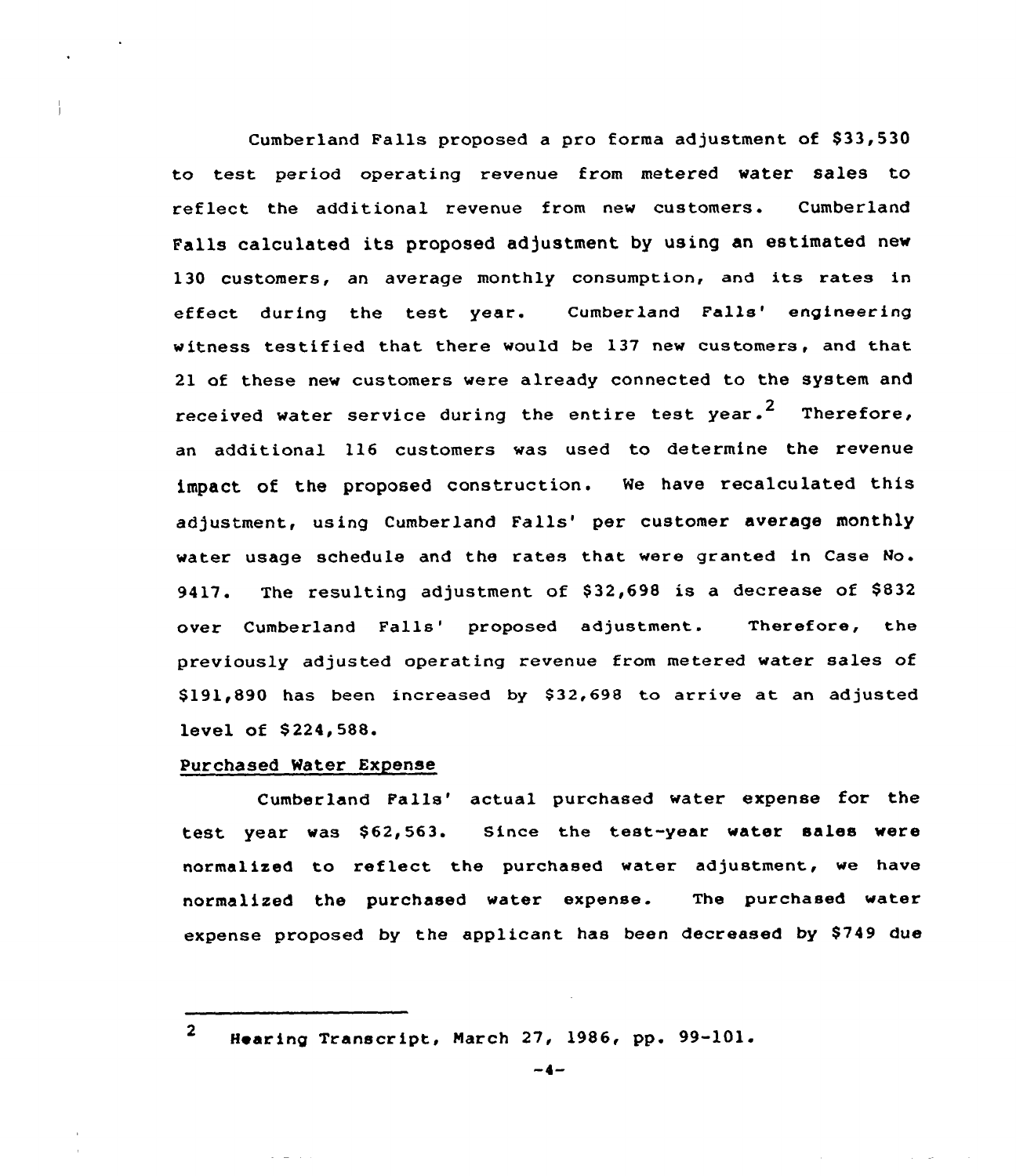Cumberland Falls proposed a pro forma adjustment of $33,530 to test period operating revenue from metered water sales to reflect the additional revenue from new customers. Cumberland Falls calculated its proposed adjustment by using an estimated new 130 customers, an average monthly consumption, and its rates in effect during the test year. Cumberland Falls' engineering witness testified that there would be 137 new customers, and that 21 of these new customers were already connected to the system and received water service during the entire test year.[2] Therefore, an additional 116 customers was used to determine the revenue impact of the proposed construction. We have recalculated this adjustment, using Cumberland Falls' per customer average monthly water usage schedule and the rates that were granted in Case No. 9417. The resulting adjustment of $32,698 is a decrease of $832 over Cumberland Falls' proposed adjustment. Therefore, the previously adjusted operating revenue from metered water sales of $191,890 has been increased by $32,698 to arrive at an adjusted level of $224,588.

Purchased Water Expense

Cumberland Falls' actual purchased water expense for the test year was $62,563. Since the test-year water sales were normalized to reflect the purchased water adjustment, we have normalized the purchased water expense. The purchased water expense proposed by the applicant has been decreased by $749 due

---

[2] Hearing Transcript, March 27, 1986, pp. 99-101.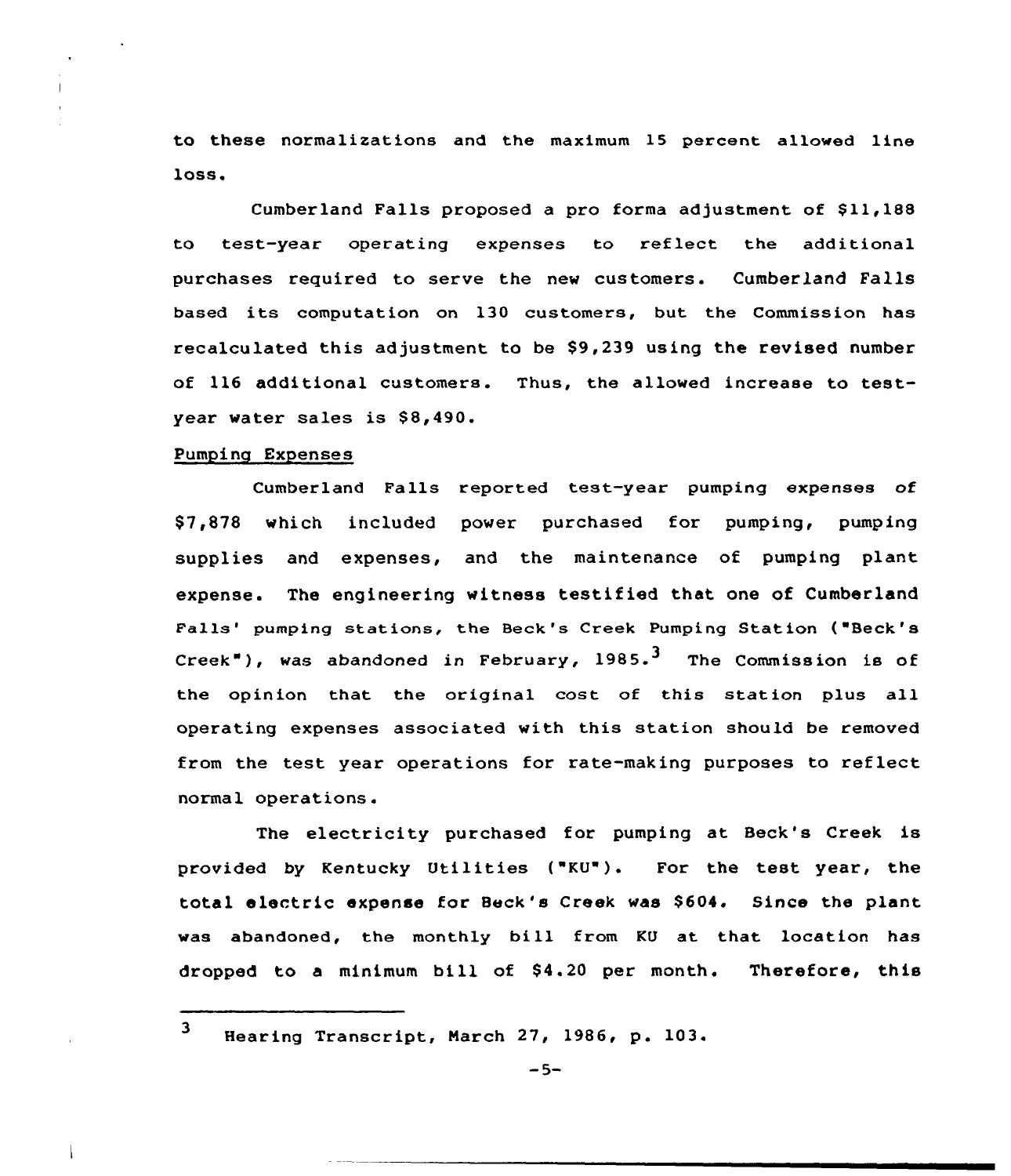to these normalizations and the maximum 15 percent allowed line loss.

Cumberland Falls proposed a pro forma adjustment of $11,188 to test-year operating expenses to reflect the additional purchases required to serve the new customers. Cumberland Falls based its computation on 130 customers, but the Commission has recalculated this adjustment to be $9,239 using the revised number of 116 additional customers. Thus, the allowed increase to test-year water sales is $8,490.

Pumping Expenses

Cumberland Falls reported test-year pumping expenses of $7,878 which included power purchased for pumping, pumping supplies and expenses, and the maintenance of pumping plant expense. The engineering witness testified that one of Cumberland Falls' pumping stations, the Beck's Creek Pumping Station ("Beck's Creek"), was abandoned in February, 1985.[3] The Commission is of the opinion that the original cost of this station plus all operating expenses associated with this station should be removed from the test year operations for rate-making purposes to reflect normal operations.

The electricity purchased for pumping at Beck's Creek is provided by Kentucky Utilities ("KU"). For the test year, the total electric expense for Beck's Creek was $604. Since the plant was abandoned, the monthly bill from KU at that location has dropped to a minimum bill of $4.20 per month. Therefore, this

[3] Hearing Transcript, March 27, 1986, p. 103.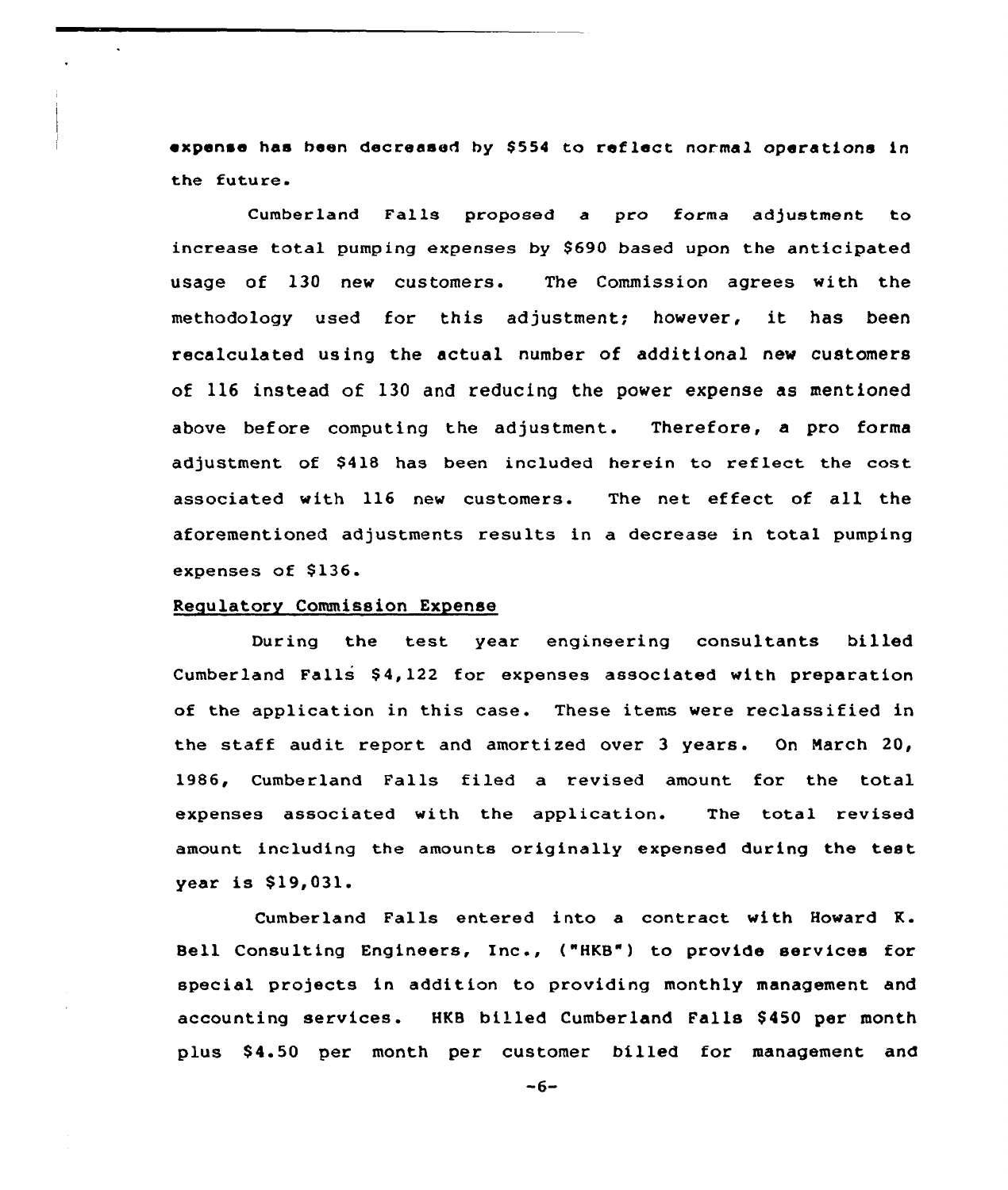expense has been decreased by $554 to reflect normal operations in the future.

Cumberland Falls proposed a pro forma adjustment to increase total pumping expenses by $690 based upon the anticipated usage of 130 new customers. The Commission agrees with the methodology used for this adjustment; however, it has been recalculated using the actual number of additional new customers of 116 instead of 130 and reducing the power expense as mentioned above before computing the adjustment. Therefore, a pro forma adjustment of $418 has been included herein to reflect the cost associated with 116 new customers. The net effect of all the aforementioned adjustments results in a decrease in total pumping expenses of $136.

Regulatory Commission Expense

During the test year engineering consultants billed Cumberland Falls $4,122 for expenses associated with preparation of the application in this case. These items were reclassified in the staff audit report and amortized over 3 years. On March 20, 1986, Cumberland Falls filed a revised amount for the total expenses associated with the application. The total revised amount including the amounts originally expensed during the test year is $19,031.

Cumberland Falls entered into a contract with Howard K. Bell Consulting Engineers, Inc., ("HKB") to provide services for special projects in addition to providing monthly management and accounting services. HKB billed Cumberland Falls $450 per month plus $4.50 per month per customer billed for management and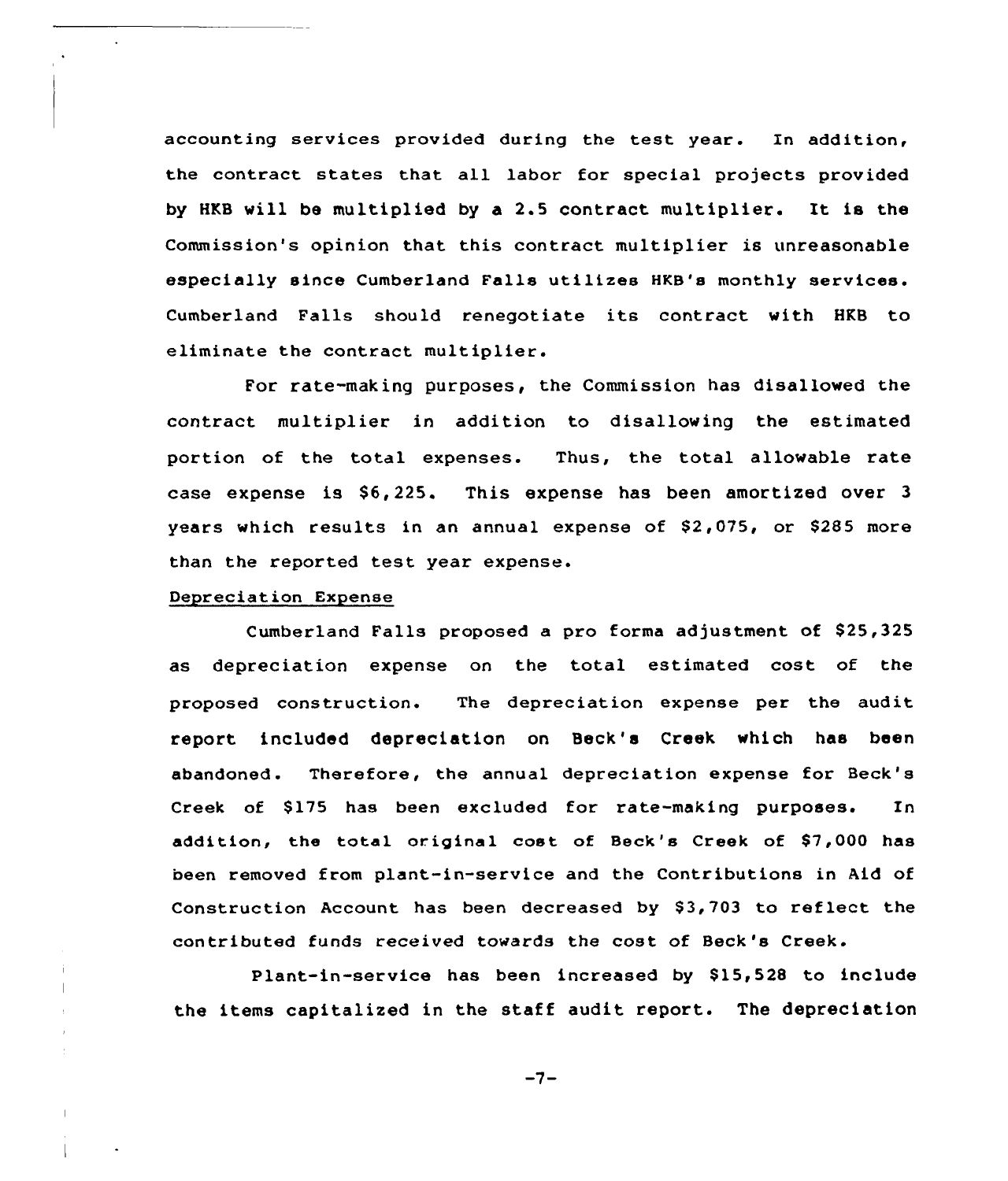accounting services provided during the test year. In addition, the contract states that all labor for special projects provided by HKB will be multiplied by a 2.5 contract multiplier. It is the Commission's opinion that this contract multiplier is unreasonable especially since Cumberland Falls utilizes HKB's monthly services. Cumberland Falls should renegotiate its contract with HKB to eliminate the contract multiplier.

For rate-making purposes, the Commission has disallowed the contract multiplier in addition to disallowing the estimated portion of the total expenses. Thus, the total allowable rate case expense is $6,225. This expense has been amortized over 3 years which results in an annual expense of $2,075, or $285 more than the reported test year expense.

Depreciation Expense

Cumberland Falls proposed a pro forma adjustment of $25,325 as depreciation expense on the total estimated cost of the proposed construction. The depreciation expense per the audit report included depreciation on Beck's Creek which has been abandoned. Therefore, the annual depreciation expense for Beck's Creek of $175 has been excluded for rate-making purposes. In addition, the total original cost of Beck's Creek of $7,000 has been removed from plant-in-service and the Contributions in Aid of Construction Account has been decreased by $3,703 to reflect the contributed funds received towards the cost of Beck's Creek.

Plant-in-service has been increased by $15,528 to include the items capitalized in the staff audit report. The depreciation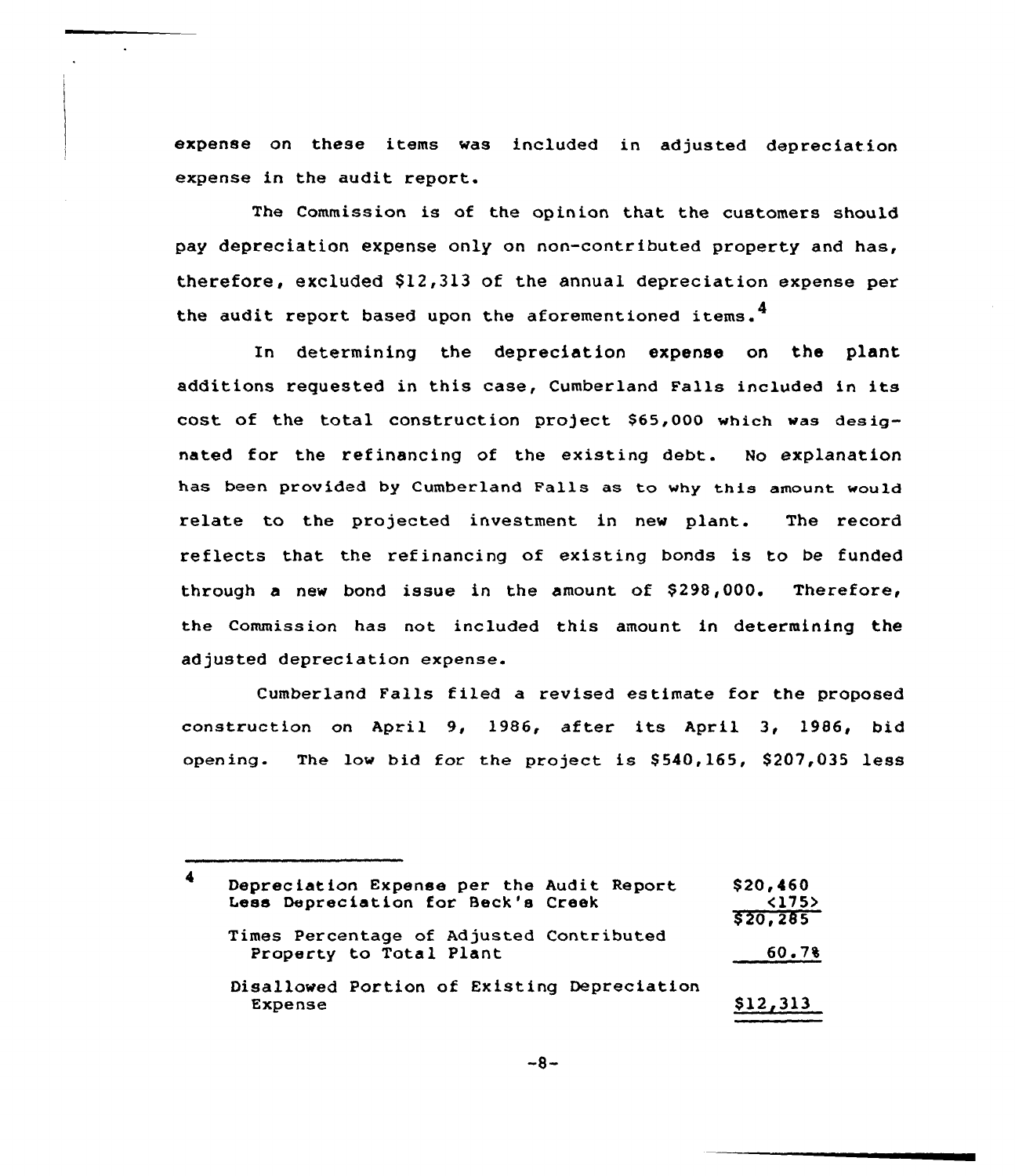expense on these items was included in adjusted depreciation expense in the audit report.

The Commission is of the opinion that the customers should pay depreciation expense only on non-contributed property and has, therefore, excluded $12,313 of the annual depreciation expense per the audit report based upon the aforementioned items.[4]

In determining the depreciation expense on the plant additions requested in this case, Cumberland Falls included in its cost of the total construction project $65,000 which was designated for the refinancing of the existing debt. No explanation has been provided by Cumberland Falls as to why this amount would relate to the projected investment in new plant. The record reflects that the refinancing of existing bonds is to be funded through a new bond issue in the amount of $298,000. Therefore, the Commission has not included this amount in determining the adjusted depreciation expense.

Cumberland Falls filed a revised estimate for the proposed construction on April 9, 1986, after its April 3, 1986, bid opening. The low bid for the project is $540,165, $207,035 less

---

[4]

| | |
|---|---|
| Depreciation Expense per the Audit Report | $20,460 |
| Less Depreciation for Beck's Creek | <175> |
| | $20,285 |
| Times Percentage of Adjusted Contributed Property to Total Plant | 60.7% |
| Disallowed Portion of Existing Depreciation Expense | $12,313 |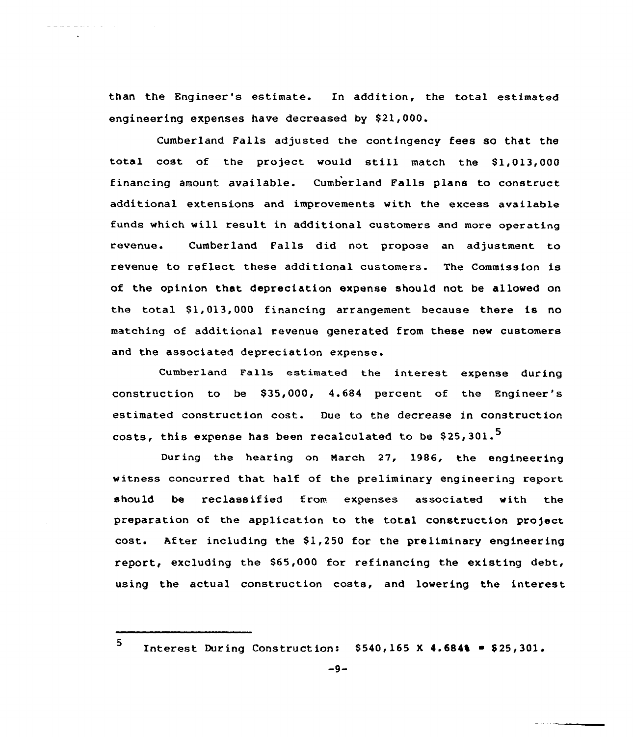than the Engineer's estimate. In addition, the total estimated engineering expenses have decreased by $21,000.

Cumberland Falls adjusted the contingency fees so that the total cost of the project would still match the $1,013,000 financing amount available. Cumberland Falls plans to construct additional extensions and improvements with the excess available funds which will result in additional customers and more operating revenue. Cumberland Falls did not propose an adjustment to revenue to reflect these additional customers. The Commission is of the opinion that depreciation expense should not be allowed on the total $1,013,000 financing arrangement because there is no matching of additional revenue generated from these new customers and the associated depreciation expense.

Cumberland Falls estimated the interest expense during construction to be $35,000, 4.684 percent of the Engineer's estimated construction cost. Due to the decrease in construction costs, this expense has been recalculated to be $25,301.[5]

During the hearing on March 27, 1986, the engineering witness concurred that half of the preliminary engineering report should be reclassified from expenses associated with the preparation of the application to the total construction project cost. After including the $1,250 for the preliminary engineering report, excluding the $65,000 for refinancing the existing debt, using the actual construction costs, and lowering the interest

---

[5] Interest During Construction: $540,165 X 4.684% = $25,301.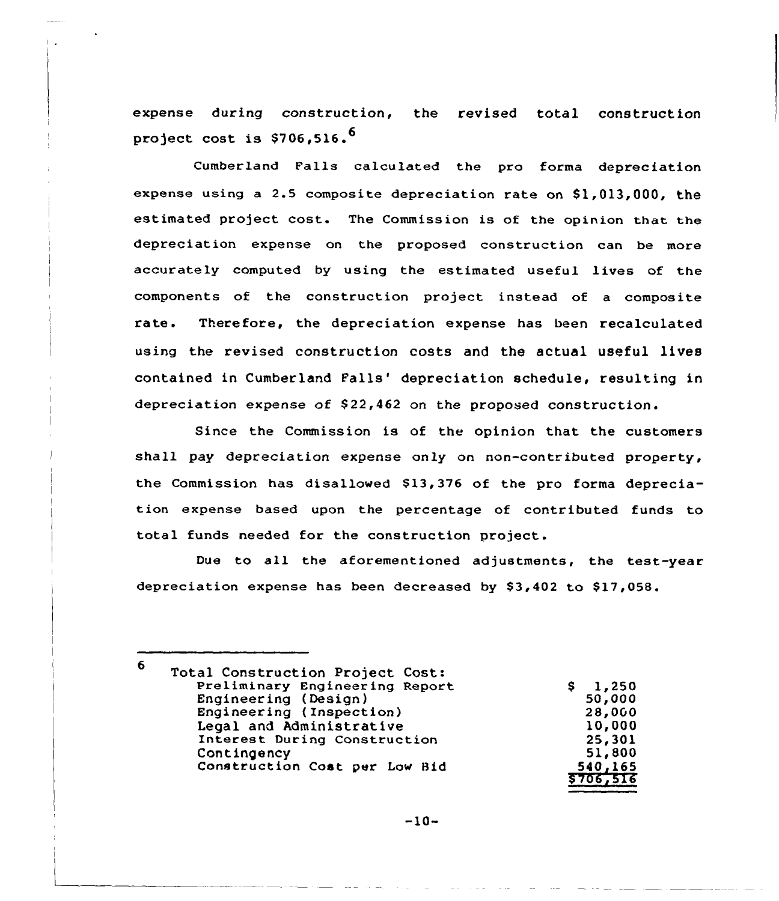expense during construction, the revised total construction project cost is $706,516.[6]

Cumberland Falls calculated the pro forma depreciation expense using a 2.5 composite depreciation rate on $1,013,000, the estimated project cost. The Commission is of the opinion that the depreciation expense on the proposed construction can be more accurately computed by using the estimated useful lives of the components of the construction project instead of a composite rate. Therefore, the depreciation expense has been recalculated using the revised construction costs and the actual useful lives contained in Cumberland Falls' depreciation schedule, resulting in depreciation expense of $22,462 on the proposed construction.

Since the Commission is of the opinion that the customers shall pay depreciation expense only on non-contributed property, the Commission has disallowed $13,376 of the pro forma depreciation expense based upon the percentage of contributed funds to total funds needed for the construction project.

Due to all the aforementioned adjustments, the test-year depreciation expense has been decreased by $3,402 to $17,058.

---

[6] Total Construction Project Cost:

| | |
|---|---|
| Preliminary Engineering Report | $ 1,250 |
| Engineering (Design) | 50,000 |
| Engineering (Inspection) | 28,000 |
| Legal and Administrative | 10,000 |
| Interest During Construction | 25,301 |
| Contingency | 51,800 |
| Construction Cost per Low Bid | 540,165 |
| | $706,516 |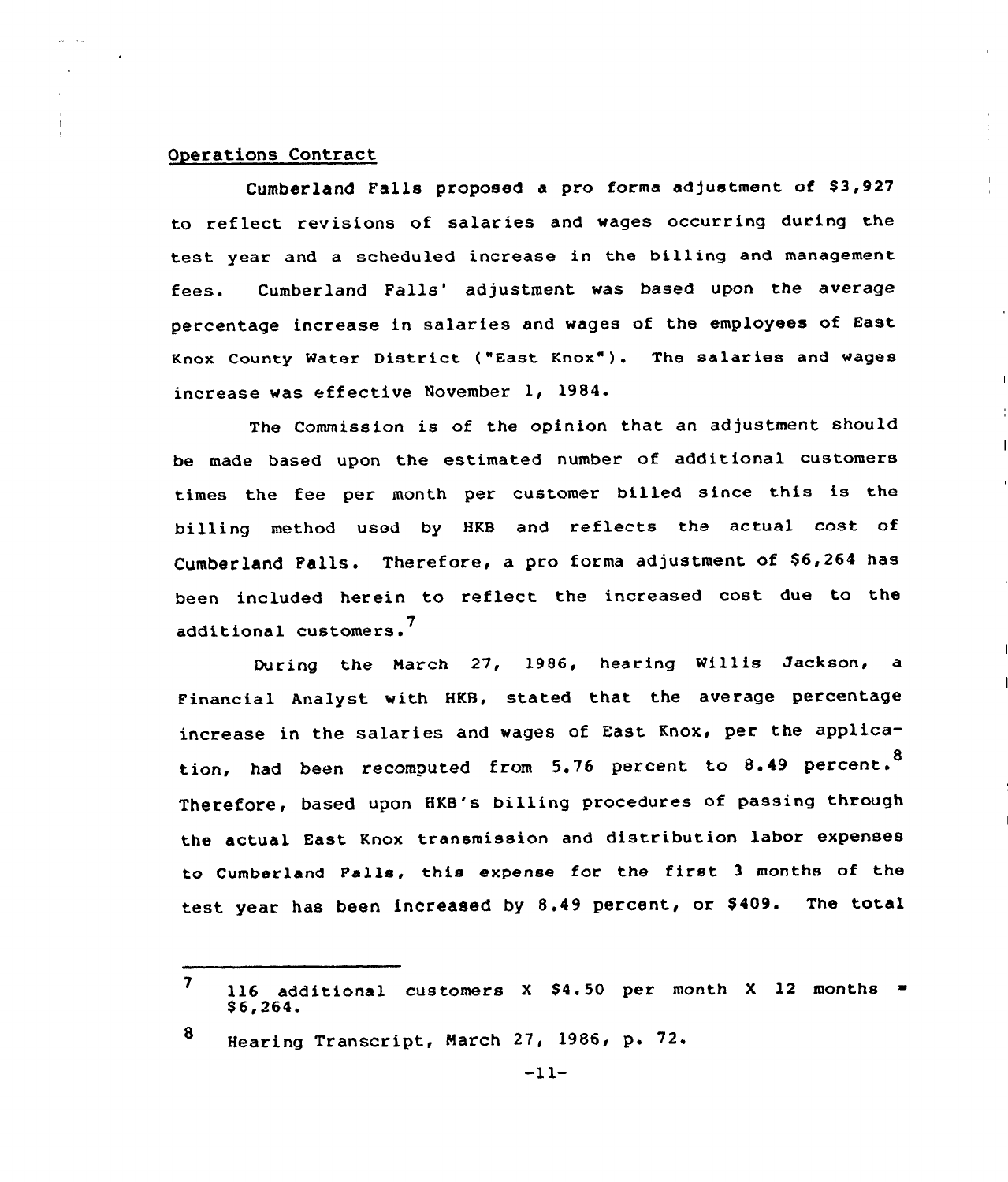Operations Contract

Cumberland Falls proposed a pro forma adjustment of $3,927 to reflect revisions of salaries and wages occurring during the test year and a scheduled increase in the billing and management fees. Cumberland Falls' adjustment was based upon the average percentage increase in salaries and wages of the employees of East Knox County Water District ("East Knox"). The salaries and wages increase was effective November 1, 1984.

The Commission is of the opinion that an adjustment should be made based upon the estimated number of additional customers times the fee per month per customer billed since this is the billing method used by HKB and reflects the actual cost of Cumberland Falls. Therefore, a pro forma adjustment of $6,264 has been included herein to reflect the increased cost due to the additional customers.[7]

During the March 27, 1986, hearing Willis Jackson, a Financial Analyst with HKB, stated that the average percentage increase in the salaries and wages of East Knox, per the application, had been recomputed from 5.76 percent to 8.49 percent.[8] Therefore, based upon HKB's billing procedures of passing through the actual East Knox transmission and distribution labor expenses to Cumberland Falls, this expense for the first 3 months of the test year has been increased by 8.49 percent, or $409. The total

---

[7] 116 additional customers X $4.50 per month X 12 months = $6,264.

[8] Hearing Transcript, March 27, 1986, p. 72.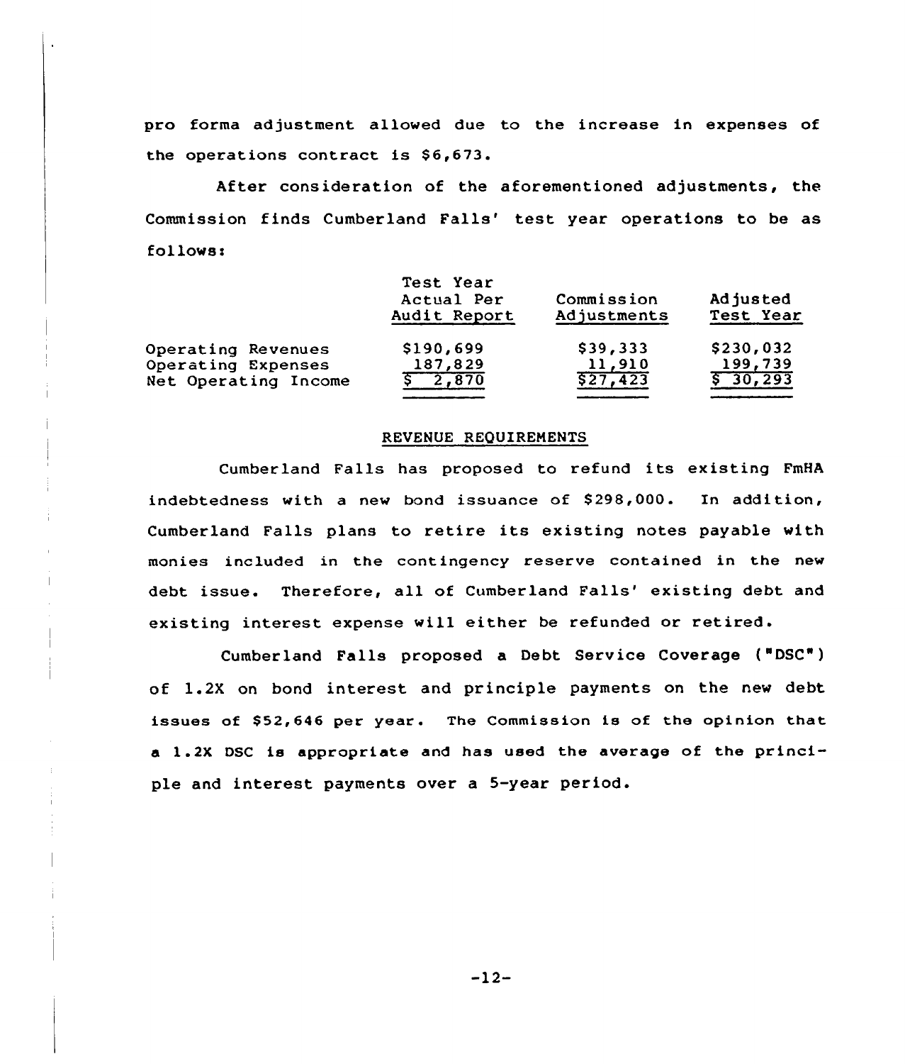pro forma adjustment allowed due to the increase in expenses of the operations contract is $6,673.

After consideration of the aforementioned adjustments, the Commission finds Cumberland Falls' test year operations to be as follows:

| | Test Year Actual Per Audit Report | Commission Adjustments | Adjusted Test Year |
|---|---|---|---|
| Operating Revenues | $190,699 | $39,333 | $230,032 |
| Operating Expenses | 187,829 | 11,910 | 199,739 |
| Net Operating Income | $ 2,870 | $27,423 | $ 30,293 |

## REVENUE REQUIREMENTS

Cumberland Falls has proposed to refund its existing FmHA indebtedness with a new bond issuance of $298,000. In addition, Cumberland Falls plans to retire its existing notes payable with monies included in the contingency reserve contained in the new debt issue. Therefore, all of Cumberland Falls' existing debt and existing interest expense will either be refunded or retired.

Cumberland Falls proposed a Debt Service Coverage ("DSC") of 1.2X on bond interest and principle payments on the new debt issues of $52,646 per year. The Commission is of the opinion that a 1.2X DSC is appropriate and has used the average of the principle and interest payments over a 5-year period.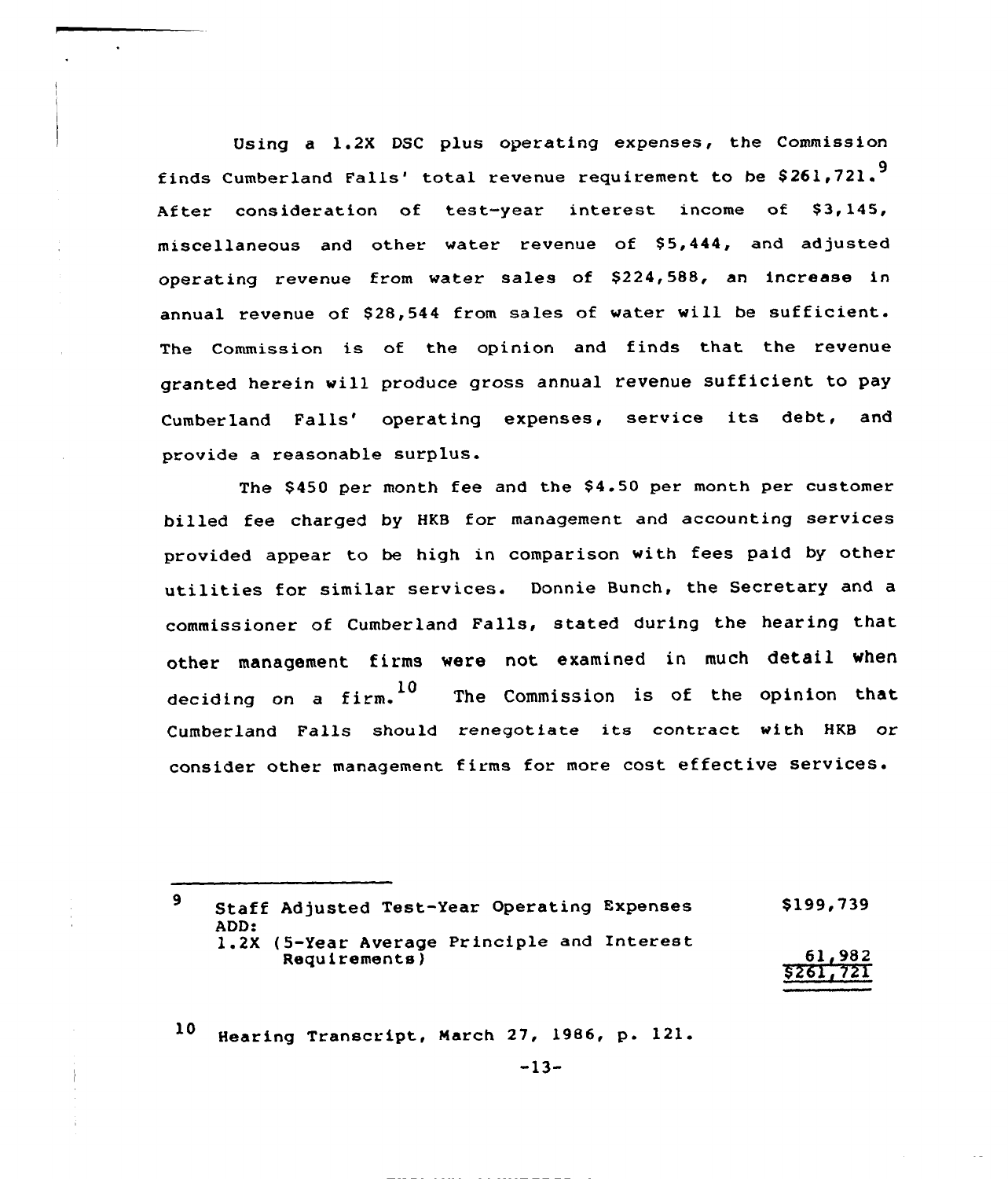Using a 1.2X DSC plus operating expenses, the Commission finds Cumberland Falls' total revenue requirement to be $261,721.[9] After consideration of test-year interest income of $3,145, miscellaneous and other water revenue of $5,444, and adjusted operating revenue from water sales of $224,588, an increase in annual revenue of $28,544 from sales of water will be sufficient. The Commission is of the opinion and finds that the revenue granted herein will produce gross annual revenue sufficient to pay Cumberland Falls' operating expenses, service its debt, and provide a reasonable surplus.

The $450 per month fee and the $4.50 per month per customer billed fee charged by HKB for management and accounting services provided appear to be high in comparison with fees paid by other utilities for similar services. Donnie Bunch, the Secretary and a commissioner of Cumberland Falls, stated during the hearing that other management firms were not examined in much detail when deciding on a firm.[10] The Commission is of the opinion that Cumberland Falls should renegotiate its contract with HKB or consider other management firms for more cost effective services.

---

[9]

| | |
|---|---|
| Staff Adjusted Test-Year Operating Expenses | $199,739 |
| ADD: | |
| 1.2X (5-Year Average Principle and Interest Requirements) | 61,982 |
| | $261,721 |

[10] Hearing Transcript, March 27, 1986, p. 121.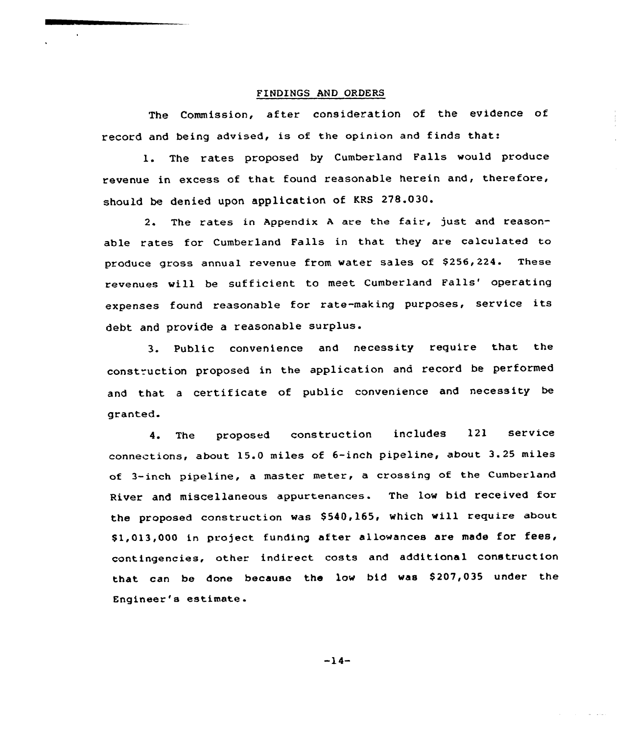## FINDINGS AND ORDERS

The Commission, after consideration of the evidence of record and being advised, is of the opinion and finds that:

1. The rates proposed by Cumberland Falls would produce revenue in excess of that found reasonable herein and, therefore, should be denied upon application of KRS 278.030.

2. The rates in Appendix A are the fair, just and reasonable rates for Cumberland Falls in that they are calculated to produce gross annual revenue from water sales of $256,224. These revenues will be sufficient to meet Cumberland Falls' operating expenses found reasonable for rate-making purposes, service its debt and provide a reasonable surplus.

3. Public convenience and necessity require that the construction proposed in the application and record be performed and that a certificate of public convenience and necessity be granted.

4. The proposed construction includes 121 service connections, about 15.0 miles of 6-inch pipeline, about 3.25 miles of 3-inch pipeline, a master meter, a crossing of the Cumberland River and miscellaneous appurtenances. The low bid received for the proposed construction was $540,165, which will require about $1,013,000 in project funding after allowances are made for fees, contingencies, other indirect costs and additional construction that can be done because the low bid was $207,035 under the Engineer's estimate.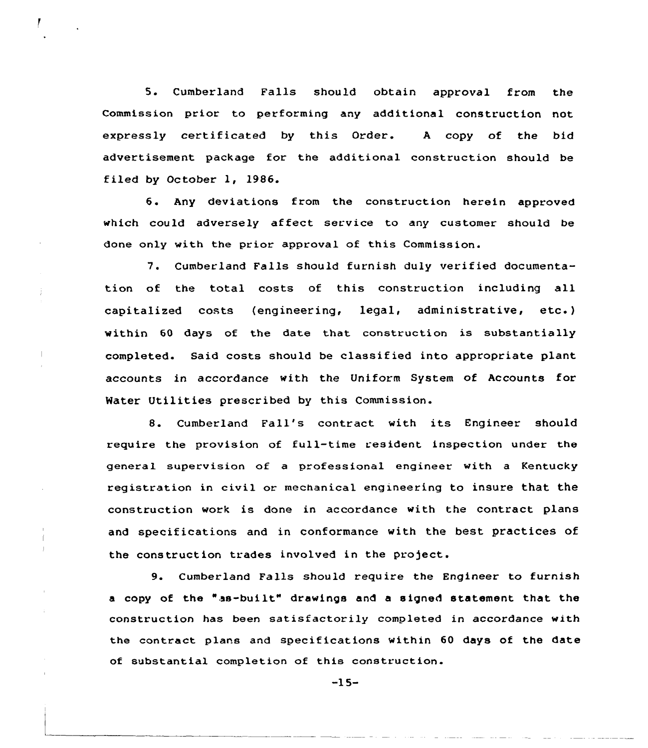5. Cumberland Falls should obtain approval from the Commission prior to performing any additional construction not expressly certificated by this Order. A copy of the bid advertisement package for the additional construction should be filed by October 1, 1986.

6. Any deviations from the construction herein approved which could adversely affect service to any customer should be done only with the prior approval of this Commission.

7. Cumberland Falls should furnish duly verified documentation of the total costs of this construction including all capitalized costs (engineering, legal, administrative, etc.) within 60 days of the date that construction is substantially completed. Said costs should be classified into appropriate plant accounts in accordance with the Uniform System of Accounts for Water Utilities prescribed by this Commission.

8. Cumberland Fall's contract with its Engineer should require the provision of full-time resident inspection under the general supervision of a professional engineer with a Kentucky registration in civil or mechanical engineering to insure that the construction work is done in accordance with the contract plans and specifications and in conformance with the best practices of the construction trades involved in the project.

9. Cumberland Falls should require the Engineer to furnish a copy of the "as-built" drawings and a signed statement that the construction has been satisfactorily completed in accordance with the contract plans and specifications within 60 days of the date of substantial completion of this construction.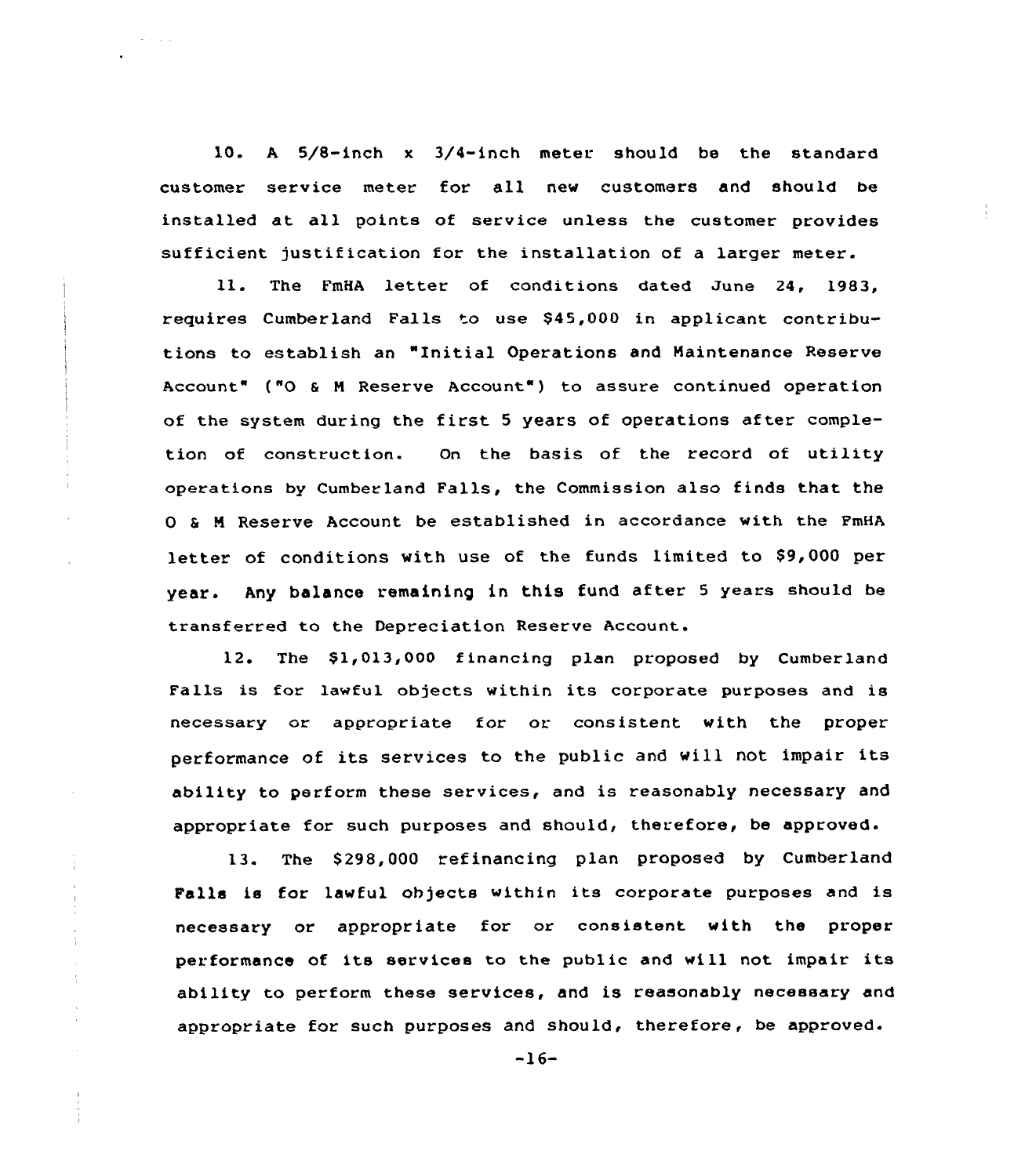10. A 5/8-inch x 3/4-inch meter should be the standard customer service meter for all new customers and should be installed at all points of service unless the customer provides sufficient justification for the installation of a larger meter.

11. The FmHA letter of conditions dated June 24, 1983, requires Cumberland Falls to use $45,000 in applicant contributions to establish an "Initial Operations and Maintenance Reserve Account" ("O & M Reserve Account") to assure continued operation of the system during the first 5 years of operations after completion of construction. On the basis of the record of utility operations by Cumberland Falls, the Commission also finds that the O & M Reserve Account be established in accordance with the FmHA letter of conditions with use of the funds limited to $9,000 per year. Any balance remaining in this fund after 5 years should be transferred to the Depreciation Reserve Account.

12. The $1,013,000 financing plan proposed by Cumberland Falls is for lawful objects within its corporate purposes and is necessary or appropriate for or consistent with the proper performance of its services to the public and will not impair its ability to perform these services, and is reasonably necessary and appropriate for such purposes and should, therefore, be approved.

13. The $298,000 refinancing plan proposed by Cumberland Falls is for lawful objects within its corporate purposes and is necessary or appropriate for or consistent with the proper performance of its services to the public and will not impair its ability to perform these services, and is reasonably necessary and appropriate for such purposes and should, therefore, be approved.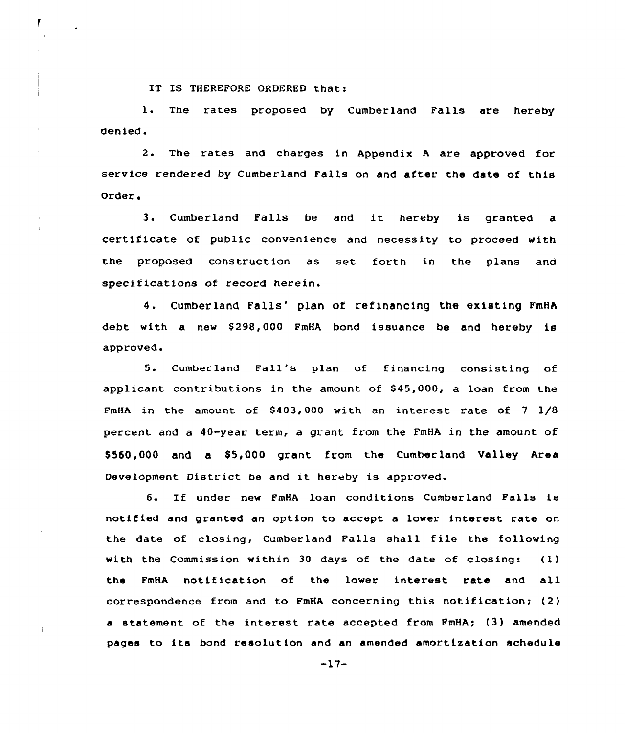IT IS THEREFORE ORDERED that:

1. The rates proposed by Cumberland Falls are hereby denied.

2. The rates and charges in Appendix A are approved for service rendered by Cumberland Falls on and after the date of this Order.

3. Cumberland Falls be and it hereby is granted a certificate of public convenience and necessity to proceed with the proposed construction as set forth in the plans and specifications of record herein.

4. Cumberland Falls' plan of refinancing the existing FmHA debt with a new $298,000 FmHA bond issuance be and hereby is approved.

5. Cumberland Fall's plan of financing consisting of applicant contributions in the amount of $45,000, a loan from the FmHA in the amount of $403,000 with an interest rate of 7 1/8 percent and a 40-year term, a grant from the FmHA in the amount of $560,000 and a $5,000 grant from the Cumberland Valley Area Development District be and it hereby is approved.

6. If under new FmHA loan conditions Cumberland Falls is notified and granted an option to accept a lower interest rate on the date of closing, Cumberland Falls shall file the following with the Commission within 30 days of the date of closing: (1) the FmHA notification of the lower interest rate and all correspondence from and to FmHA concerning this notification; (2) a statement of the interest rate accepted from FmHA; (3) amended pages to its bond resolution and an amended amortization schedule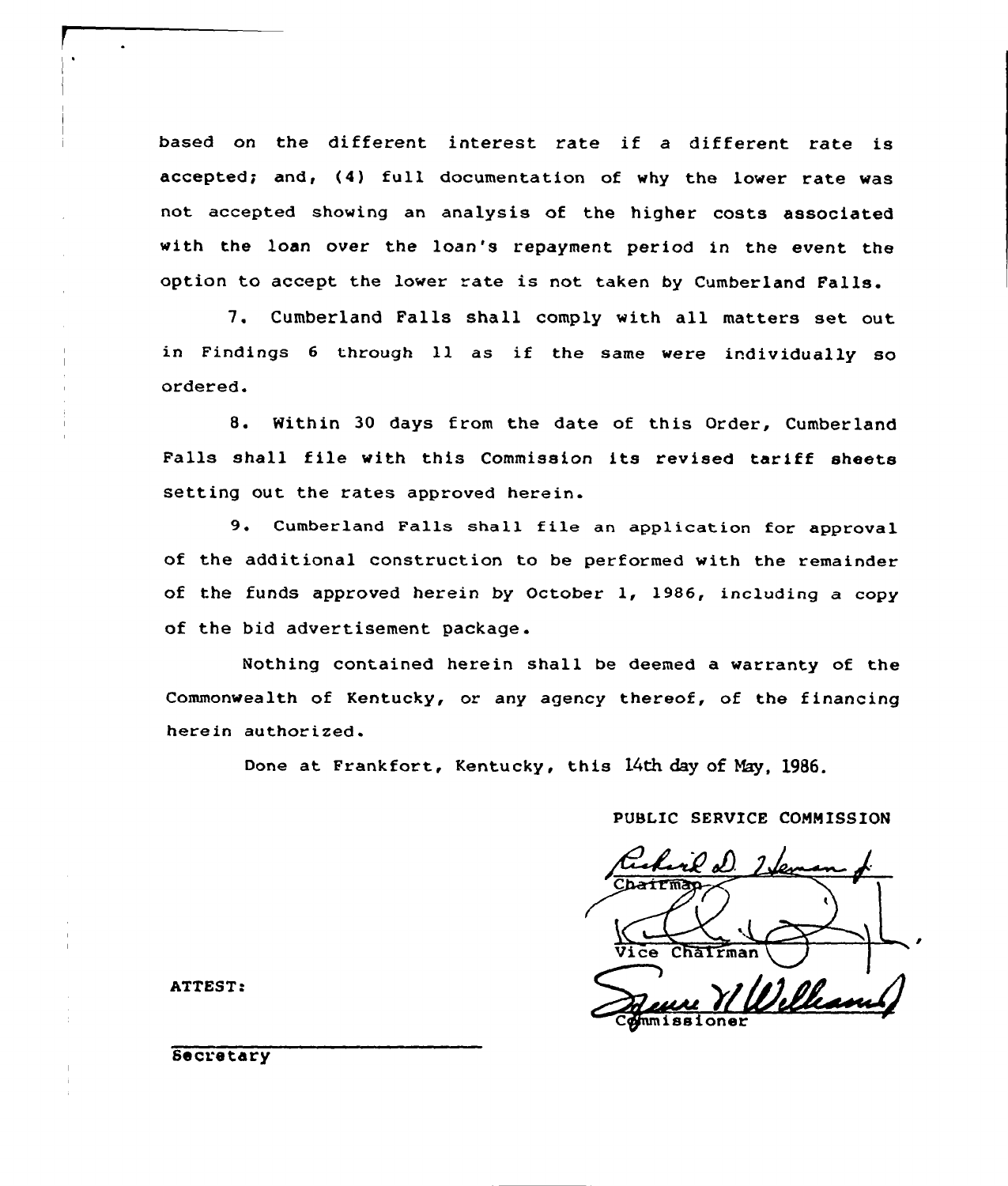based on the different interest rate if a different rate is accepted; and, (4) full documentation of why the lower rate was not accepted showing an analysis of the higher costs associated with the loan over the loan's repayment period in the event the option to accept the lower rate is not taken by Cumberland Falls.

7. Cumberland Falls shall comply with all matters set out in Findings 6 through 11 as if the same were individually so ordered.

8. Within 30 days from the date of this Order, Cumberland Falls shall file with this Commission its revised tariff sheets setting out the rates approved herein.

9. Cumberland Falls shall file an application for approval of the additional construction to be performed with the remainder of the funds approved herein by October 1, 1986, including a copy of the bid advertisement package.

Nothing contained herein shall be deemed a warranty of the Commonwealth of Kentucky, or any agency thereof, of the financing herein authorized.

Done at Frankfort, Kentucky, this 14th day of May, 1986.

PUBLIC SERVICE COMMISSION

Chairman

Vice Chairman

Commissioner

ATTEST:

Secretary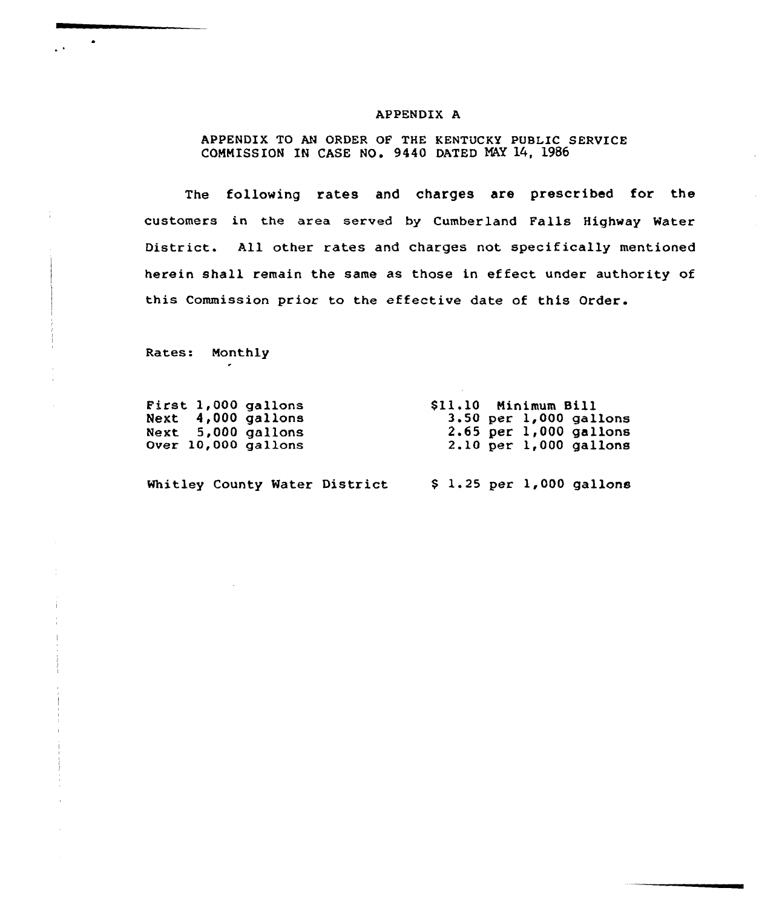# APPENDIX A

APPENDIX TO AN ORDER OF THE KENTUCKY PUBLIC SERVICE COMMISSION IN CASE NO. 9440 DATED MAY 14, 1986

The following rates and charges are prescribed for the customers in the area served by Cumberland Falls Highway Water District. All other rates and charges not specifically mentioned herein shall remain the same as those in effect under authority of this Commission prior to the effective date of this Order.

Rates: Monthly

| | |
|---|---|
| First 1,000 gallons | $11.10 Minimum Bill |
| Next 4,000 gallons | 3.50 per 1,000 gallons |
| Next 5,000 gallons | 2.65 per 1,000 gallons |
| Over 10,000 gallons | 2.10 per 1,000 gallons |
| | |
| Whitley County Water District | $ 1.25 per 1,000 gallons |